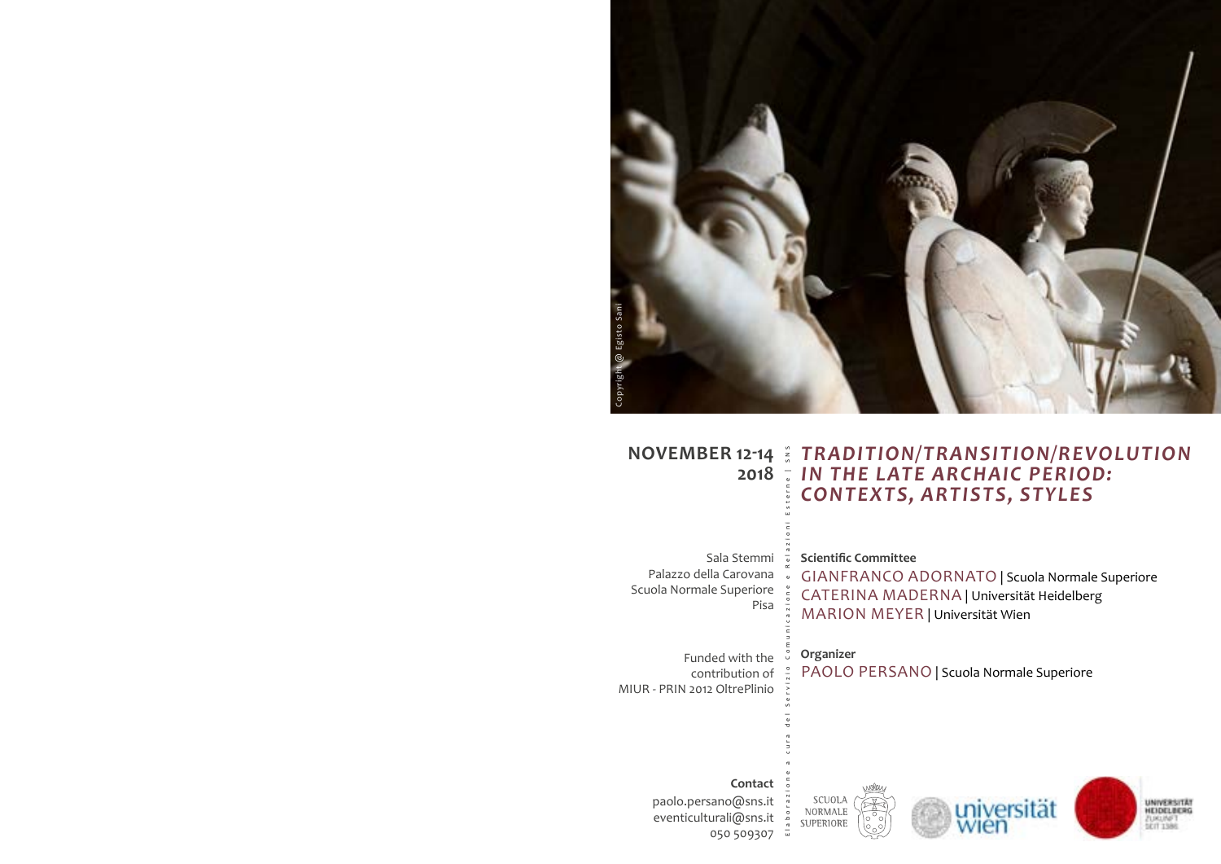Copyright @ Egisto Sani

**NOVEMBER 12-14 2018**

# *TRADITION/TRANSITION/REVOLUTION IN THE LATE ARCHAIC PERIOD: CONTEXTS, ARTISTS, STYLES*

Sala Stemmi
Palazzo della Carovana
Scuola Normale Superiore
Pisa

**Scientific Committee**

GIANFRANCO ADORNATO | Scuola Normale Superiore
CATERINA MADERNA | Universität Heidelberg
MARION MEYER | Universität Wien

Funded with the contribution of
MIUR - PRIN 2012 OltrePlinio

**Organizer**

PAOLO PERSANO | Scuola Normale Superiore

**Contact**

paolo.persano@sns.it
eventiculturali@sns.it
050 509307

Elaborazione a cura del Servizio Comunicazione e Relazioni Esterne | SNS

SCUOLA NORMALE SUPERIORE

universität wien

UNIVERSITÄT HEIDELBERG ZUKUNFT SEIT 1386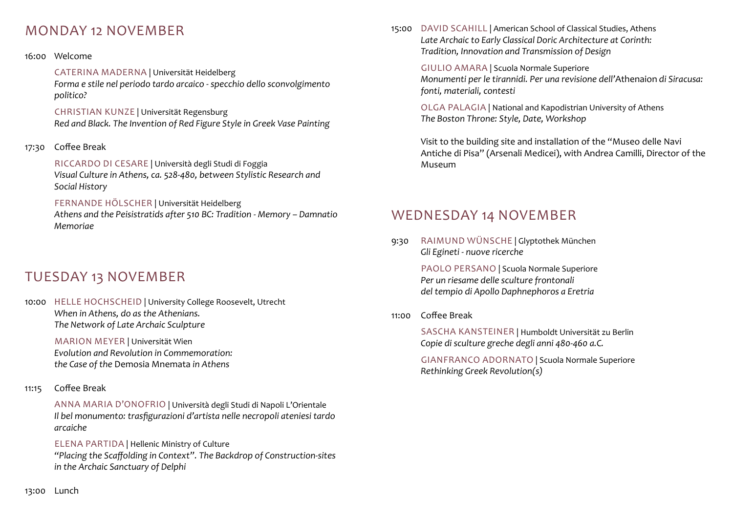## MONDAY 12 NOVEMBER

16:00 Welcome

CATERINA MADERNA | Universität Heidelberg
*Forma e stile nel periodo tardo arcaico - specchio dello sconvolgimento politico?*

CHRISTIAN KUNZE | Universität Regensburg
*Red and Black. The Invention of Red Figure Style in Greek Vase Painting*

17:30 Coffee Break

RICCARDO DI CESARE | Università degli Studi di Foggia
*Visual Culture in Athens, ca. 528-480, between Stylistic Research and Social History*

FERNANDE HÖLSCHER | Universität Heidelberg
*Athens and the Peisistratids after 510 BC: Tradition - Memory – Damnatio Memoriae*

## TUESDAY 13 NOVEMBER

10:00 HELLE HOCHSCHEID | University College Roosevelt, Utrecht
*When in Athens, do as the Athenians. The Network of Late Archaic Sculpture*

MARION MEYER | Universität Wien
*Evolution and Revolution in Commemoration: the Case of the* Demosia Mnemata *in Athens*

11:15 Coffee Break

ANNA MARIA D'ONOFRIO | Università degli Studi di Napoli L'Orientale
*Il bel monumento: trasfigurazioni d'artista nelle necropoli ateniesi tardo arcaiche*

ELENA PARTIDA | Hellenic Ministry of Culture
*"Placing the Scaffolding in Context". The Backdrop of Construction-sites in the Archaic Sanctuary of Delphi*

13:00 Lunch

15:00 DAVID SCAHILL | American School of Classical Studies, Athens
*Late Archaic to Early Classical Doric Architecture at Corinth: Tradition, Innovation and Transmission of Design*

GIULIO AMARA | Scuola Normale Superiore
*Monumenti per le tirannidi. Per una revisione dell'*Athenaion *di Siracusa: fonti, materiali, contesti*

OLGA PALAGIA | National and Kapodistrian University of Athens
*The Boston Throne: Style, Date, Workshop*

Visit to the building site and installation of the "Museo delle Navi Antiche di Pisa" (Arsenali Medicei), with Andrea Camilli, Director of the Museum

## WEDNESDAY 14 NOVEMBER

9:30 RAIMUND WÜNSCHE | Glyptothek München
*Gli Egineti - nuove ricerche*

PAOLO PERSANO | Scuola Normale Superiore
*Per un riesame delle sculture frontonali del tempio di Apollo Daphnephoros a Eretria*

11:00 Coffee Break

SASCHA KANSTEINER | Humboldt Universität zu Berlin
*Copie di sculture greche degli anni 480-460 a.C.*

GIANFRANCO ADORNATO | Scuola Normale Superiore
*Rethinking Greek Revolution(s)*